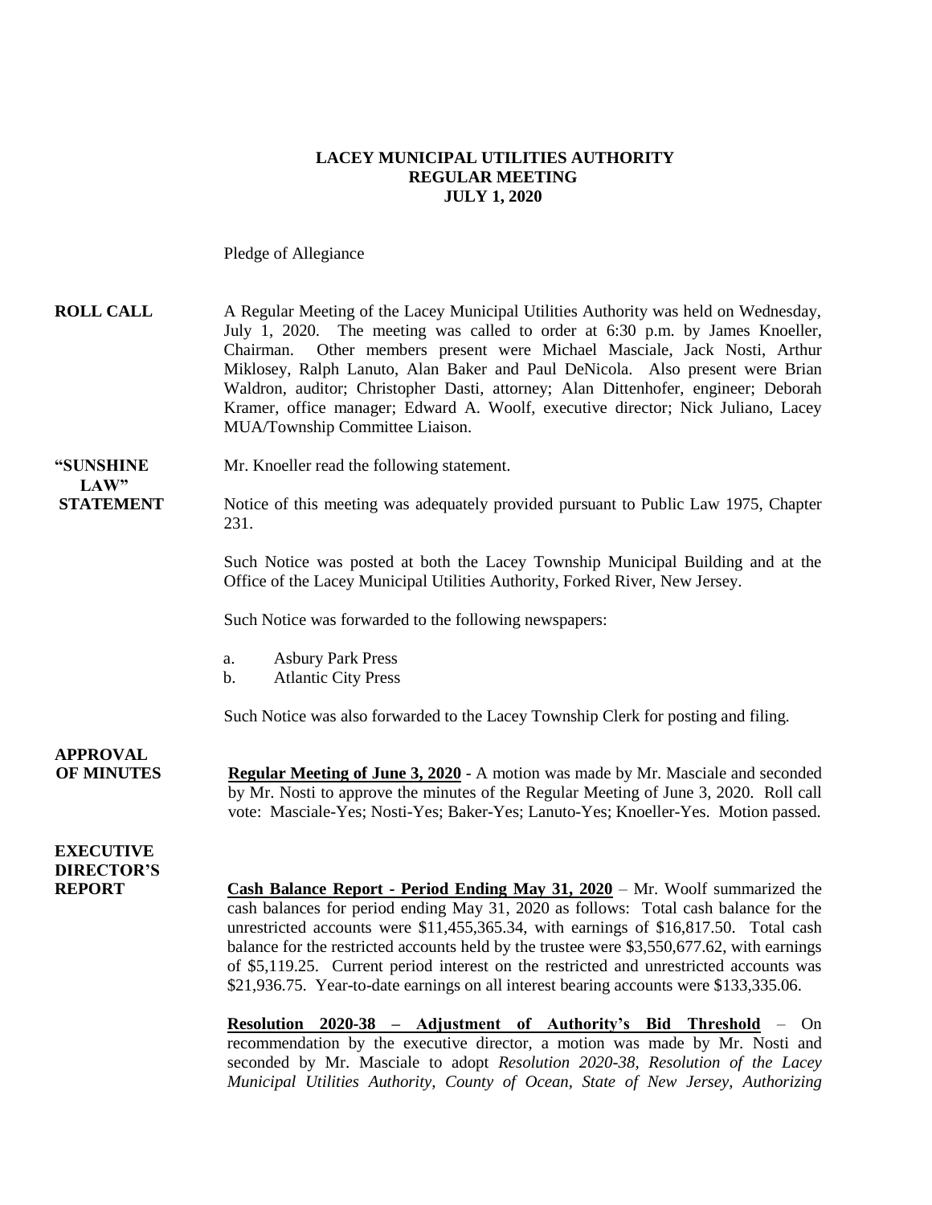**LACEY MUNICIPAL UTILITIES AUTHORITY**
**REGULAR MEETING**
**JULY 1, 2020**

Pledge of Allegiance

**ROLL CALL** A Regular Meeting of the Lacey Municipal Utilities Authority was held on Wednesday, July 1, 2020. The meeting was called to order at 6:30 p.m. by James Knoeller, Chairman. Other members present were Michael Masciale, Jack Nosti, Arthur Miklosey, Ralph Lanuto, Alan Baker and Paul DeNicola. Also present were Brian Waldron, auditor; Christopher Dasti, attorney; Alan Dittenhofer, engineer; Deborah Kramer, office manager; Edward A. Woolf, executive director; Nick Juliano, Lacey MUA/Township Committee Liaison.

**"SUNSHINE LAW" STATEMENT** Mr. Knoeller read the following statement.

Notice of this meeting was adequately provided pursuant to Public Law 1975, Chapter 231.

Such Notice was posted at both the Lacey Township Municipal Building and at the Office of the Lacey Municipal Utilities Authority, Forked River, New Jersey.

Such Notice was forwarded to the following newspapers:

a. Asbury Park Press
b. Atlantic City Press

Such Notice was also forwarded to the Lacey Township Clerk for posting and filing.

**APPROVAL OF MINUTES** **Regular Meeting of June 3, 2020** - A motion was made by Mr. Masciale and seconded by Mr. Nosti to approve the minutes of the Regular Meeting of June 3, 2020. Roll call vote: Masciale-Yes; Nosti-Yes; Baker-Yes; Lanuto-Yes; Knoeller-Yes. Motion passed.

**EXECUTIVE DIRECTOR'S REPORT** **Cash Balance Report - Period Ending May 31, 2020** – Mr. Woolf summarized the cash balances for period ending May 31, 2020 as follows: Total cash balance for the unrestricted accounts were $11,455,365.34, with earnings of $16,817.50. Total cash balance for the restricted accounts held by the trustee were $3,550,677.62, with earnings of $5,119.25. Current period interest on the restricted and unrestricted accounts was $21,936.75. Year-to-date earnings on all interest bearing accounts were $133,335.06.

**Resolution 2020-38 – Adjustment of Authority's Bid Threshold** – On recommendation by the executive director, a motion was made by Mr. Nosti and seconded by Mr. Masciale to adopt *Resolution 2020-38, Resolution of the Lacey Municipal Utilities Authority, County of Ocean, State of New Jersey, Authorizing*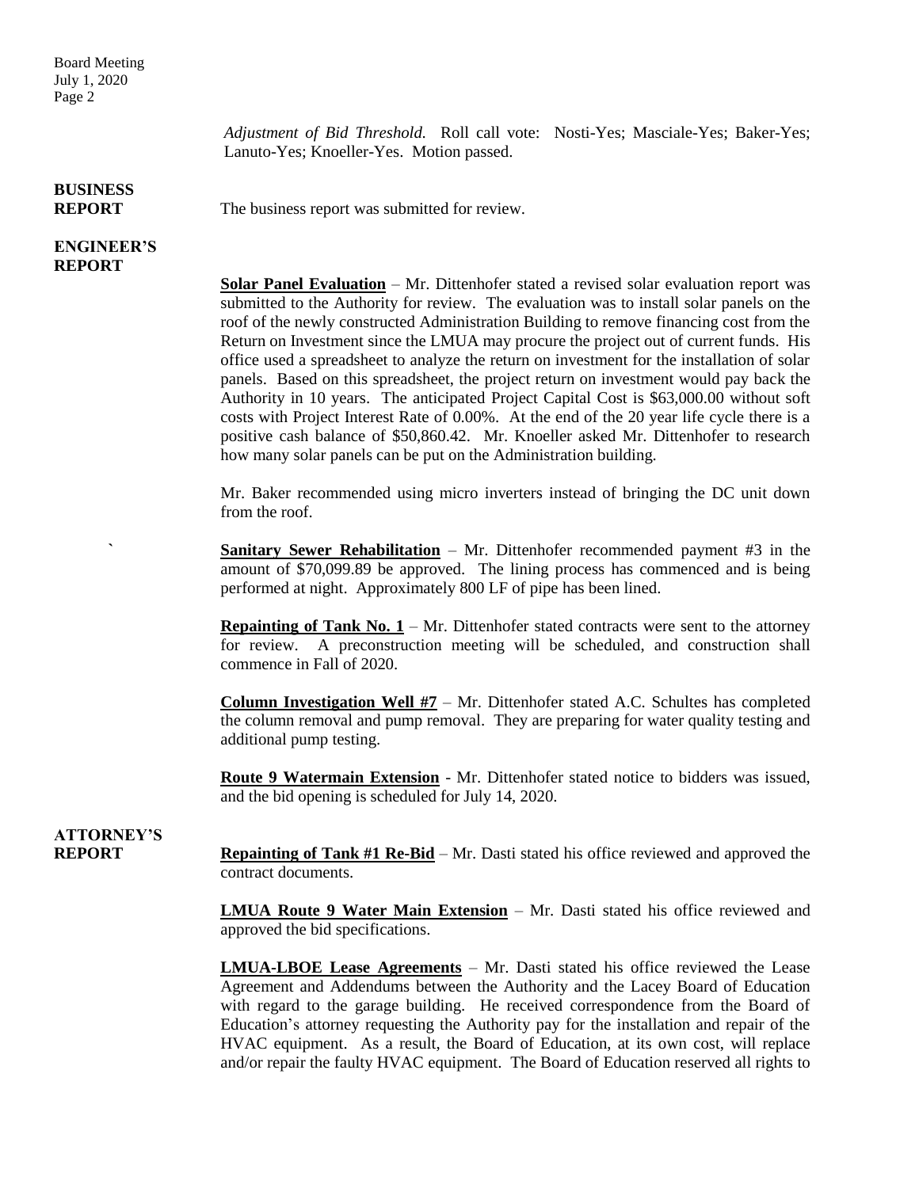*Adjustment of Bid Threshold.* Roll call vote: Nosti-Yes; Masciale-Yes; Baker-Yes; Lanuto-Yes; Knoeller-Yes. Motion passed.

**BUSINESS REPORT**

The business report was submitted for review.

**ENGINEER'S REPORT**

**Solar Panel Evaluation** – Mr. Dittenhofer stated a revised solar evaluation report was submitted to the Authority for review. The evaluation was to install solar panels on the roof of the newly constructed Administration Building to remove financing cost from the Return on Investment since the LMUA may procure the project out of current funds. His office used a spreadsheet to analyze the return on investment for the installation of solar panels. Based on this spreadsheet, the project return on investment would pay back the Authority in 10 years. The anticipated Project Capital Cost is $63,000.00 without soft costs with Project Interest Rate of 0.00%. At the end of the 20 year life cycle there is a positive cash balance of $50,860.42. Mr. Knoeller asked Mr. Dittenhofer to research how many solar panels can be put on the Administration building.

Mr. Baker recommended using micro inverters instead of bringing the DC unit down from the roof.

**Sanitary Sewer Rehabilitation** – Mr. Dittenhofer recommended payment #3 in the amount of $70,099.89 be approved. The lining process has commenced and is being performed at night. Approximately 800 LF of pipe has been lined.

**Repainting of Tank No. 1** – Mr. Dittenhofer stated contracts were sent to the attorney for review. A preconstruction meeting will be scheduled, and construction shall commence in Fall of 2020.

**Column Investigation Well #7** – Mr. Dittenhofer stated A.C. Schultes has completed the column removal and pump removal. They are preparing for water quality testing and additional pump testing.

**Route 9 Watermain Extension** - Mr. Dittenhofer stated notice to bidders was issued, and the bid opening is scheduled for July 14, 2020.

**ATTORNEY'S REPORT**

**Repainting of Tank #1 Re-Bid** – Mr. Dasti stated his office reviewed and approved the contract documents.

**LMUA Route 9 Water Main Extension** – Mr. Dasti stated his office reviewed and approved the bid specifications.

**LMUA-LBOE Lease Agreements** – Mr. Dasti stated his office reviewed the Lease Agreement and Addendums between the Authority and the Lacey Board of Education with regard to the garage building. He received correspondence from the Board of Education's attorney requesting the Authority pay for the installation and repair of the HVAC equipment. As a result, the Board of Education, at its own cost, will replace and/or repair the faulty HVAC equipment. The Board of Education reserved all rights to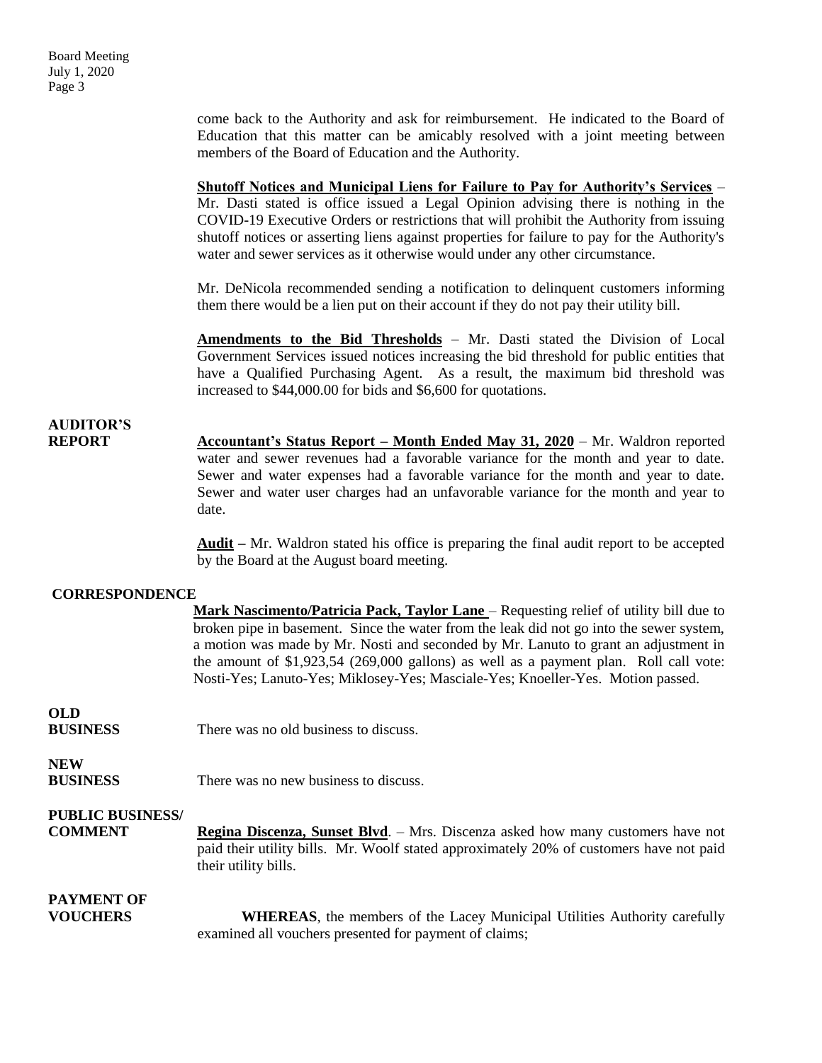come back to the Authority and ask for reimbursement. He indicated to the Board of Education that this matter can be amicably resolved with a joint meeting between members of the Board of Education and the Authority.

**Shutoff Notices and Municipal Liens for Failure to Pay for Authority's Services** – Mr. Dasti stated is office issued a Legal Opinion advising there is nothing in the COVID-19 Executive Orders or restrictions that will prohibit the Authority from issuing shutoff notices or asserting liens against properties for failure to pay for the Authority's water and sewer services as it otherwise would under any other circumstance.

Mr. DeNicola recommended sending a notification to delinquent customers informing them there would be a lien put on their account if they do not pay their utility bill.

**Amendments to the Bid Thresholds** – Mr. Dasti stated the Division of Local Government Services issued notices increasing the bid threshold for public entities that have a Qualified Purchasing Agent. As a result, the maximum bid threshold was increased to $44,000.00 for bids and $6,600 for quotations.

**AUDITOR'S REPORT**

**Accountant's Status Report – Month Ended May 31, 2020** – Mr. Waldron reported water and sewer revenues had a favorable variance for the month and year to date. Sewer and water expenses had a favorable variance for the month and year to date. Sewer and water user charges had an unfavorable variance for the month and year to date.

**Audit –** Mr. Waldron stated his office is preparing the final audit report to be accepted by the Board at the August board meeting.

**CORRESPONDENCE**

**Mark Nascimento/Patricia Pack, Taylor Lane** – Requesting relief of utility bill due to broken pipe in basement. Since the water from the leak did not go into the sewer system, a motion was made by Mr. Nosti and seconded by Mr. Lanuto to grant an adjustment in the amount of $1,923,54 (269,000 gallons) as well as a payment plan. Roll call vote: Nosti-Yes; Lanuto-Yes; Miklosey-Yes; Masciale-Yes; Knoeller-Yes. Motion passed.

**OLD BUSINESS**

There was no old business to discuss.

**NEW BUSINESS**

There was no new business to discuss.

**PUBLIC BUSINESS/ COMMENT**

**Regina Discenza, Sunset Blvd**. – Mrs. Discenza asked how many customers have not paid their utility bills. Mr. Woolf stated approximately 20% of customers have not paid their utility bills.

**PAYMENT OF VOUCHERS**

**WHEREAS**, the members of the Lacey Municipal Utilities Authority carefully examined all vouchers presented for payment of claims;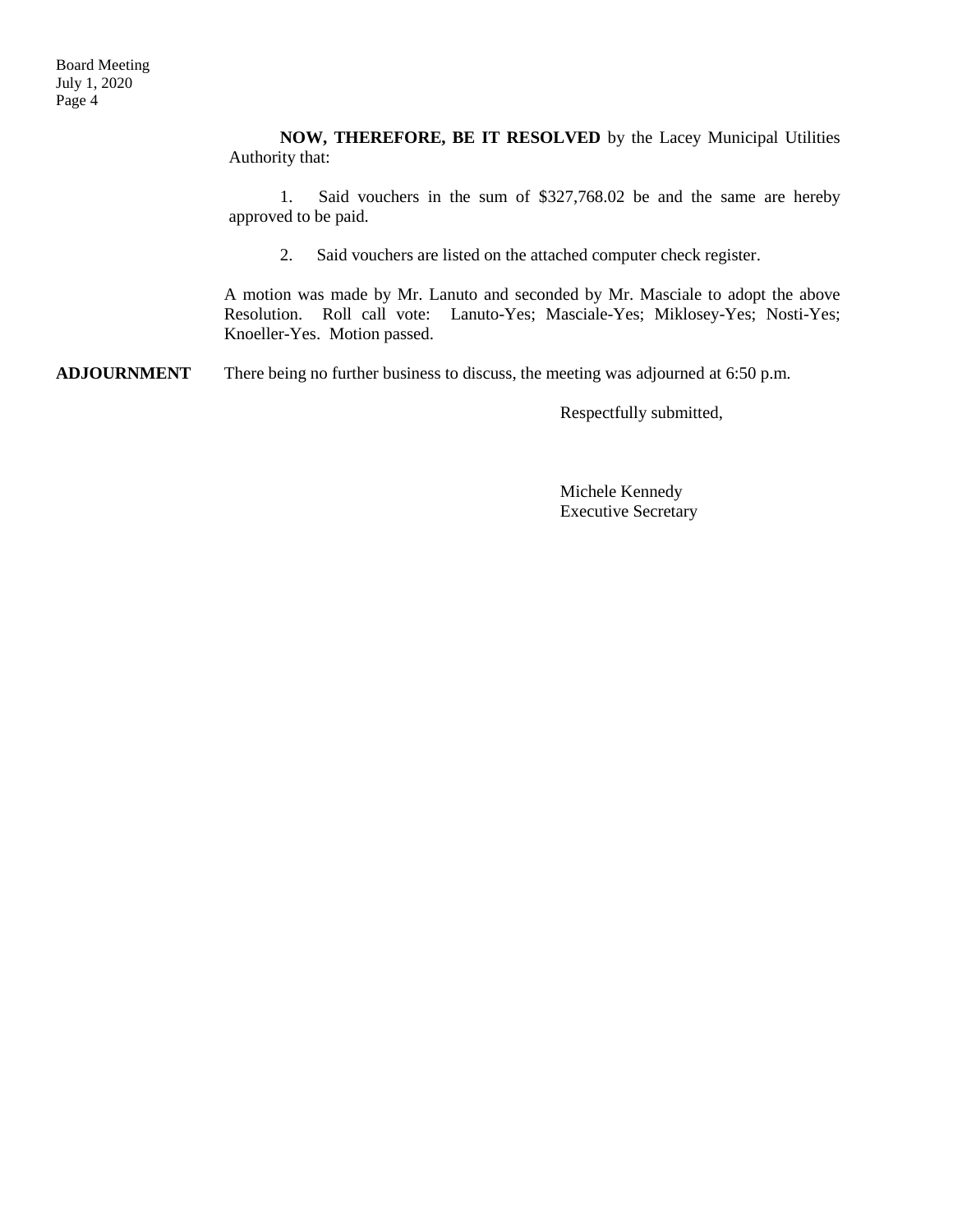**NOW, THEREFORE, BE IT RESOLVED** by the Lacey Municipal Utilities Authority that:

1. Said vouchers in the sum of $327,768.02 be and the same are hereby approved to be paid.

2. Said vouchers are listed on the attached computer check register.

A motion was made by Mr. Lanuto and seconded by Mr. Masciale to adopt the above Resolution. Roll call vote: Lanuto-Yes; Masciale-Yes; Miklosey-Yes; Nosti-Yes; Knoeller-Yes. Motion passed.

**ADJOURNMENT** There being no further business to discuss, the meeting was adjourned at 6:50 p.m.

Respectfully submitted,

Michele Kennedy
Executive Secretary